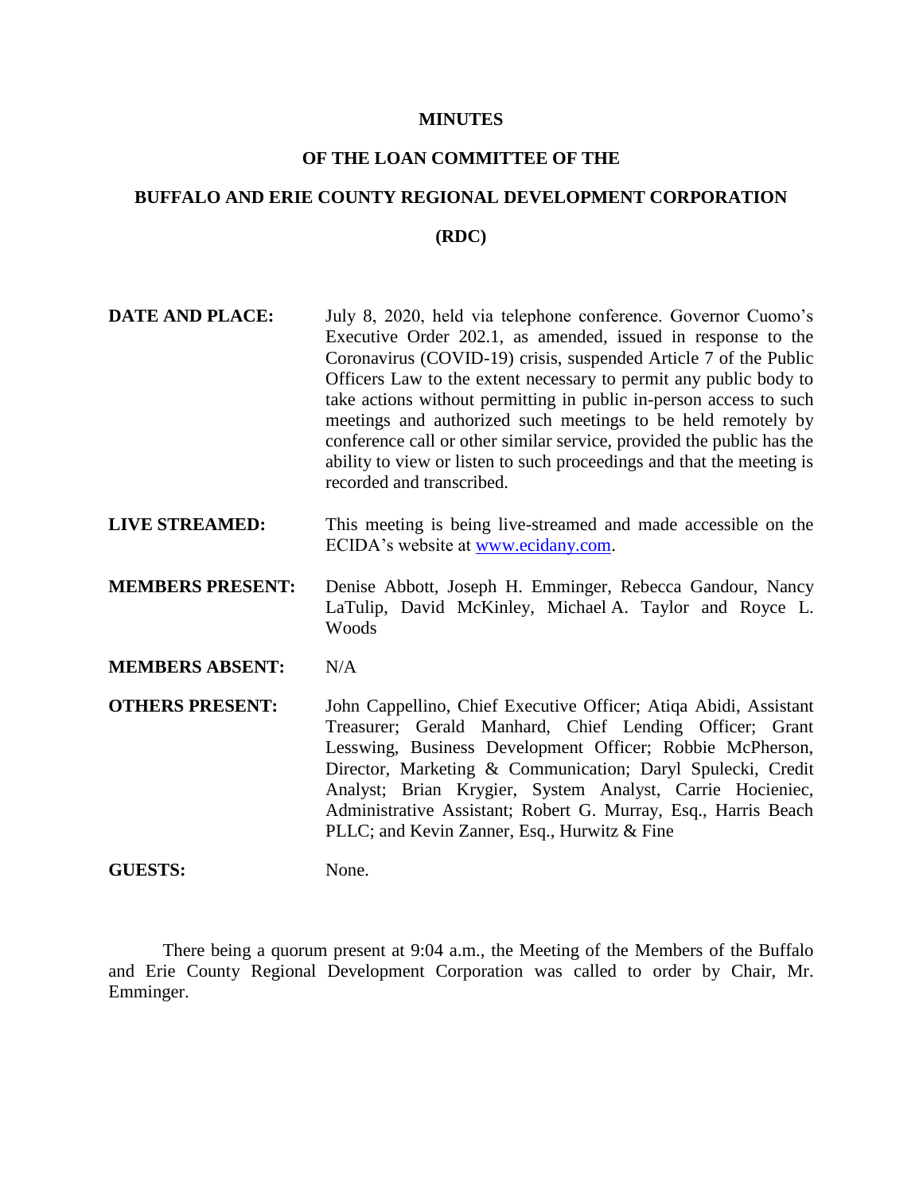# MINUTES

## OF THE LOAN COMMITTEE OF THE

## BUFFALO AND ERIE COUNTY REGIONAL DEVELOPMENT CORPORATION

## (RDC)

**DATE AND PLACE:** July 8, 2020, held via telephone conference. Governor Cuomo's Executive Order 202.1, as amended, issued in response to the Coronavirus (COVID-19) crisis, suspended Article 7 of the Public Officers Law to the extent necessary to permit any public body to take actions without permitting in public in-person access to such meetings and authorized such meetings to be held remotely by conference call or other similar service, provided the public has the ability to view or listen to such proceedings and that the meeting is recorded and transcribed.

**LIVE STREAMED:** This meeting is being live-streamed and made accessible on the ECIDA's website at www.ecidany.com.

**MEMBERS PRESENT:** Denise Abbott, Joseph H. Emminger, Rebecca Gandour, Nancy LaTulip, David McKinley, Michael A. Taylor and Royce L. Woods

**MEMBERS ABSENT:** N/A

**OTHERS PRESENT:** John Cappellino, Chief Executive Officer; Atiqa Abidi, Assistant Treasurer; Gerald Manhard, Chief Lending Officer; Grant Lesswing, Business Development Officer; Robbie McPherson, Director, Marketing & Communication; Daryl Spulecki, Credit Analyst; Brian Krygier, System Analyst, Carrie Hocieniec, Administrative Assistant; Robert G. Murray, Esq., Harris Beach PLLC; and Kevin Zanner, Esq., Hurwitz & Fine

**GUESTS:** None.

There being a quorum present at 9:04 a.m., the Meeting of the Members of the Buffalo and Erie County Regional Development Corporation was called to order by Chair, Mr. Emminger.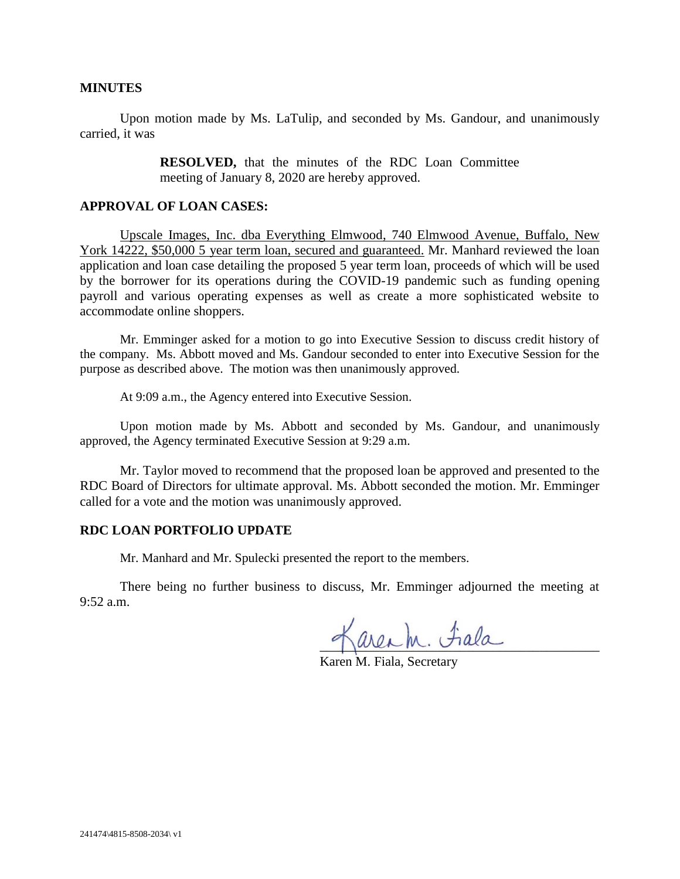## MINUTES

Upon motion made by Ms. LaTulip, and seconded by Ms. Gandour, and unanimously carried, it was

> **RESOLVED,** that the minutes of the RDC Loan Committee meeting of January 8, 2020 are hereby approved.

## APPROVAL OF LOAN CASES:

Upscale Images, Inc. dba Everything Elmwood, 740 Elmwood Avenue, Buffalo, New York 14222, $50,000 5 year term loan, secured and guaranteed. Mr. Manhard reviewed the loan application and loan case detailing the proposed 5 year term loan, proceeds of which will be used by the borrower for its operations during the COVID-19 pandemic such as funding opening payroll and various operating expenses as well as create a more sophisticated website to accommodate online shoppers.

Mr. Emminger asked for a motion to go into Executive Session to discuss credit history of the company. Ms. Abbott moved and Ms. Gandour seconded to enter into Executive Session for the purpose as described above. The motion was then unanimously approved.

At 9:09 a.m., the Agency entered into Executive Session.

Upon motion made by Ms. Abbott and seconded by Ms. Gandour, and unanimously approved, the Agency terminated Executive Session at 9:29 a.m.

Mr. Taylor moved to recommend that the proposed loan be approved and presented to the RDC Board of Directors for ultimate approval. Ms. Abbott seconded the motion. Mr. Emminger called for a vote and the motion was unanimously approved.

## RDC LOAN PORTFOLIO UPDATE

Mr. Manhard and Mr. Spulecki presented the report to the members.

There being no further business to discuss, Mr. Emminger adjourned the meeting at 9:52 a.m.

Karen M. Fiala

Karen M. Fiala, Secretary

241474\4815-8508-2034\ v1